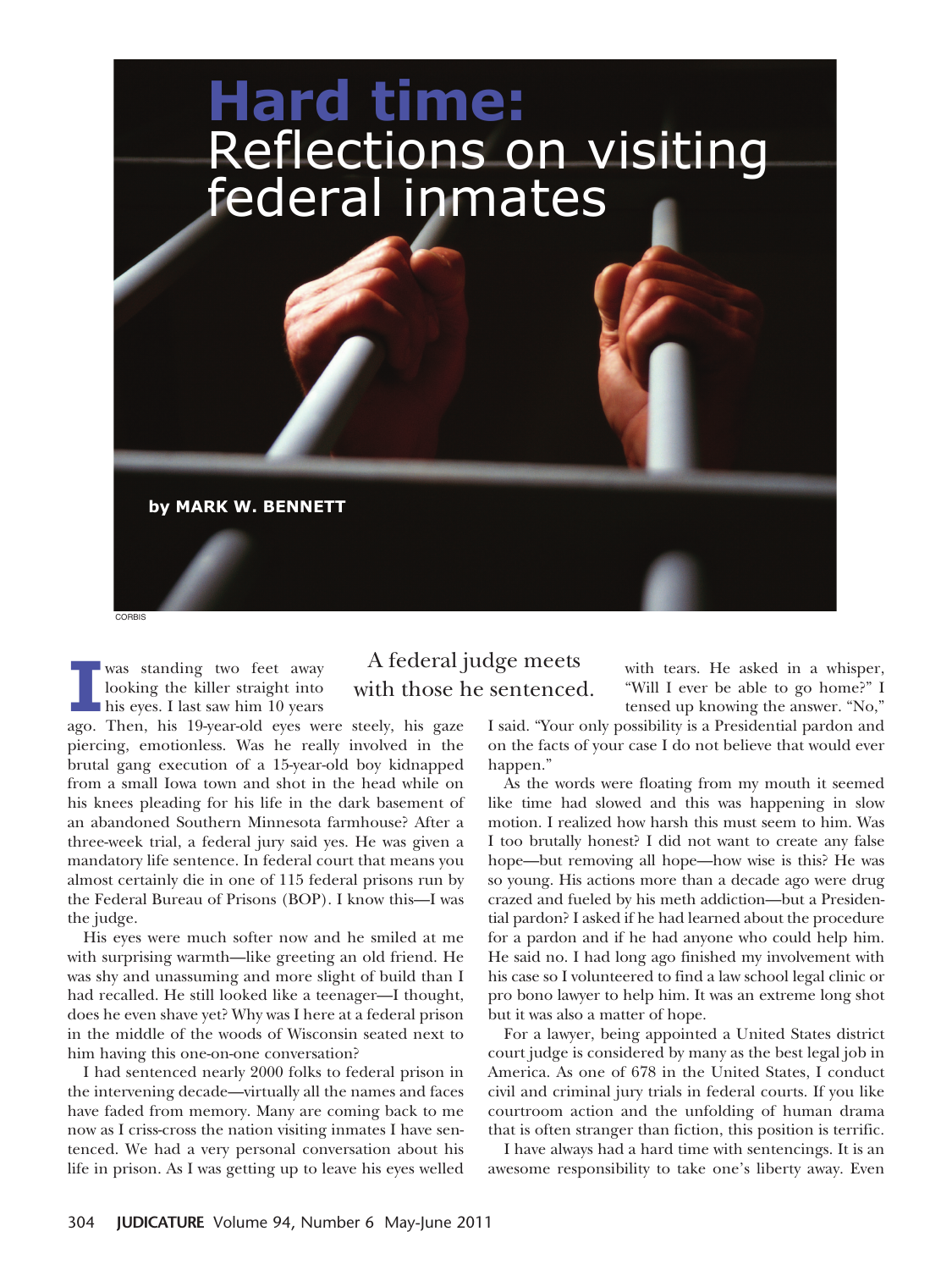# Hard time: Reflections on visiting federal inmates

CORBIS

**by MARK W. BENNETT**

A federal judge meets with those he sentenced.

I was standing two feet away looking the killer straight into his eyes. I last saw him 10 years ago. Then, his 19-year-old eyes were steely, his gaze piercing, emotionless. Was he really involved in the brutal gang execution of a 15-year-old boy kidnapped from a small Iowa town and shot in the head while on his knees pleading for his life in the dark basement of an abandoned Southern Minnesota farmhouse? After a three-week trial, a federal jury said yes. He was given a mandatory life sentence. In federal court that means you almost certainly die in one of 115 federal prisons run by the Federal Bureau of Prisons (BOP). I know this—I was the judge.

His eyes were much softer now and he smiled at me with surprising warmth—like greeting an old friend. He was shy and unassuming and more slight of build than I had recalled. He still looked like a teenager—I thought, does he even shave yet? Why was I here at a federal prison in the middle of the woods of Wisconsin seated next to him having this one-on-one conversation?

I had sentenced nearly 2000 folks to federal prison in the intervening decade—virtually all the names and faces have faded from memory. Many are coming back to me now as I criss-cross the nation visiting inmates I have sentenced. We had a very personal conversation about his life in prison. As I was getting up to leave his eyes welled with tears. He asked in a whisper, "Will I ever be able to go home?" I tensed up knowing the answer. "No," I said. "Your only possibility is a Presidential pardon and on the facts of your case I do not believe that would ever happen."

As the words were floating from my mouth it seemed like time had slowed and this was happening in slow motion. I realized how harsh this must seem to him. Was I too brutally honest? I did not want to create any false hope—but removing all hope—how wise is this? He was so young. His actions more than a decade ago were drug crazed and fueled by his meth addiction—but a Presidential pardon? I asked if he had learned about the procedure for a pardon and if he had anyone who could help him. He said no. I had long ago finished my involvement with his case so I volunteered to find a law school legal clinic or pro bono lawyer to help him. It was an extreme long shot but it was also a matter of hope.

For a lawyer, being appointed a United States district court judge is considered by many as the best legal job in America. As one of 678 in the United States, I conduct civil and criminal jury trials in federal courts. If you like courtroom action and the unfolding of human drama that is often stranger than fiction, this position is terrific.

I have always had a hard time with sentencings. It is an awesome responsibility to take one's liberty away. Even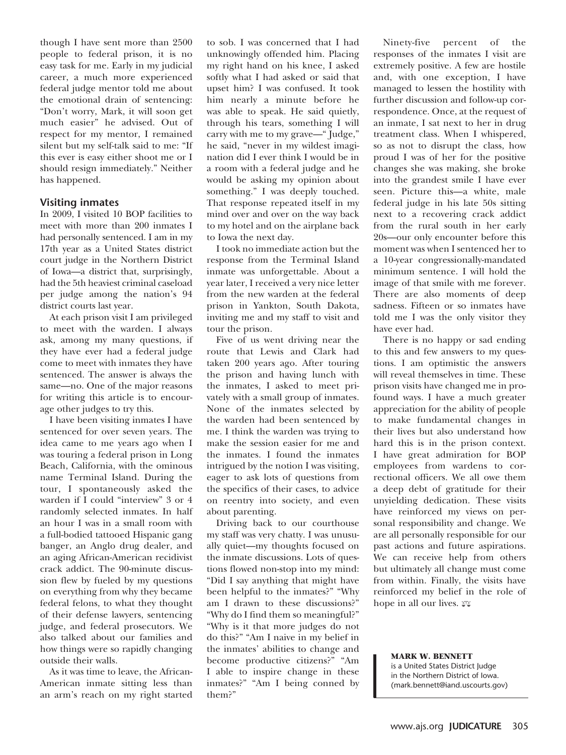though I have sent more than 2500 people to federal prison, it is no easy task for me. Early in my judicial career, a much more experienced federal judge mentor told me about the emotional drain of sentencing: "Don't worry, Mark, it will soon get much easier" he advised. Out of respect for my mentor, I remained silent but my self-talk said to me: "If this ever is easy either shoot me or I should resign immediately." Neither has happened.

## Visiting inmates

In 2009, I visited 10 BOP facilities to meet with more than 200 inmates I had personally sentenced. I am in my 17th year as a United States district court judge in the Northern District of Iowa—a district that, surprisingly, had the 5th heaviest criminal caseload per judge among the nation's 94 district courts last year.

At each prison visit I am privileged to meet with the warden. I always ask, among my many questions, if they have ever had a federal judge come to meet with inmates they have sentenced. The answer is always the same—no. One of the major reasons for writing this article is to encourage other judges to try this.

I have been visiting inmates I have sentenced for over seven years. The idea came to me years ago when I was touring a federal prison in Long Beach, California, with the ominous name Terminal Island. During the tour, I spontaneously asked the warden if I could "interview" 3 or 4 randomly selected inmates. In half an hour I was in a small room with a full-bodied tattooed Hispanic gang banger, an Anglo drug dealer, and an aging African-American recidivist crack addict. The 90-minute discussion flew by fueled by my questions on everything from why they became federal felons, to what they thought of their defense lawyers, sentencing judge, and federal prosecutors. We also talked about our families and how things were so rapidly changing outside their walls.

As it was time to leave, the African-American inmate sitting less than an arm's reach on my right started to sob. I was concerned that I had unknowingly offended him. Placing my right hand on his knee, I asked softly what I had asked or said that upset him? I was confused. It took him nearly a minute before he was able to speak. He said quietly, through his tears, something I will carry with me to my grave—" Judge," he said, "never in my wildest imagination did I ever think I would be in a room with a federal judge and he would be asking my opinion about something." I was deeply touched. That response repeated itself in my mind over and over on the way back to my hotel and on the airplane back to Iowa the next day.

I took no immediate action but the response from the Terminal Island inmate was unforgettable. About a year later, I received a very nice letter from the new warden at the federal prison in Yankton, South Dakota, inviting me and my staff to visit and tour the prison.

Five of us went driving near the route that Lewis and Clark had taken 200 years ago. After touring the prison and having lunch with the inmates, I asked to meet privately with a small group of inmates. None of the inmates selected by the warden had been sentenced by me. I think the warden was trying to make the session easier for me and the inmates. I found the inmates intrigued by the notion I was visiting, eager to ask lots of questions from the specifics of their cases, to advice on reentry into society, and even about parenting.

Driving back to our courthouse my staff was very chatty. I was unusually quiet—my thoughts focused on the inmate discussions. Lots of questions flowed non-stop into my mind: "Did I say anything that might have been helpful to the inmates?" "Why am I drawn to these discussions?" "Why do I find them so meaningful?" "Why is it that more judges do not do this?" "Am I naive in my belief in the inmates' abilities to change and become productive citizens?" "Am I able to inspire change in these inmates?" "Am I being conned by them?"

Ninety-five percent of the responses of the inmates I visit are extremely positive. A few are hostile and, with one exception, I have managed to lessen the hostility with further discussion and follow-up correspondence. Once, at the request of an inmate, I sat next to her in drug treatment class. When I whispered, so as not to disrupt the class, how proud I was of her for the positive changes she was making, she broke into the grandest smile I have ever seen. Picture this—a white, male federal judge in his late 50s sitting next to a recovering crack addict from the rural south in her early 20s—our only encounter before this moment was when I sentenced her to a 10-year congressionally-mandated minimum sentence. I will hold the image of that smile with me forever. There are also moments of deep sadness. Fifteen or so inmates have told me I was the only visitor they have ever had.

There is no happy or sad ending to this and few answers to my questions. I am optimistic the answers will reveal themselves in time. These prison visits have changed me in profound ways. I have a much greater appreciation for the ability of people to make fundamental changes in their lives but also understand how hard this is in the prison context. I have great admiration for BOP employees from wardens to correctional officers. We all owe them a deep debt of gratitude for their unyielding dedication. These visits have reinforced my views on personal responsibility and change. We are all personally responsible for our past actions and future aspirations. We can receive help from others but ultimately all change must come from within. Finally, the visits have reinforced my belief in the role of hope in all our lives.

**MARK W. BENNETT**
is a United States District Judge in the Northern District of Iowa. (mark.bennett@iand.uscourts.gov)